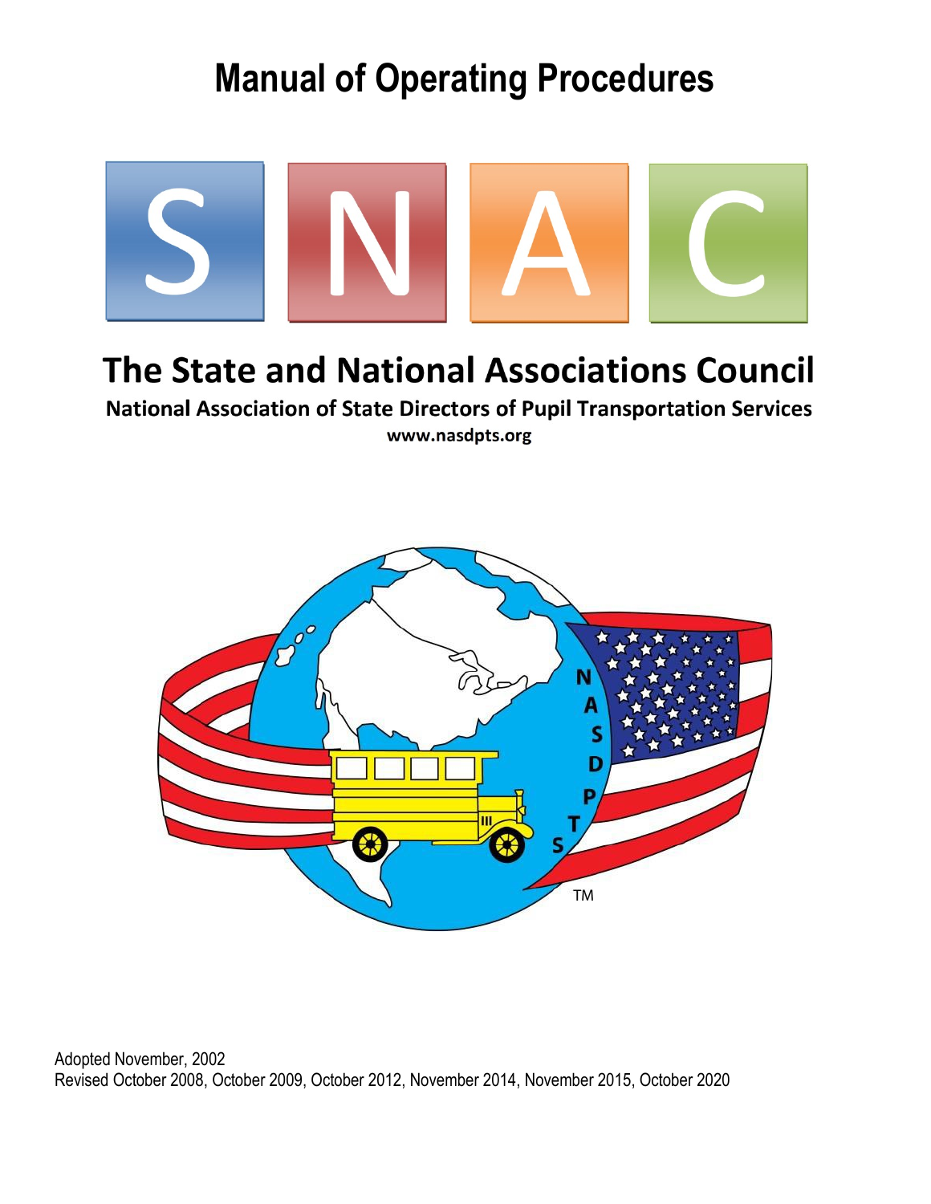# Manual of Operating Procedures

S N A C

## The State and National Associations Council

**National Association of State Directors of Pupil Transportation Services**

**www.nasdpts.org**

Adopted November, 2002

Revised October 2008, October 2009, October 2012, November 2014, November 2015, October 2020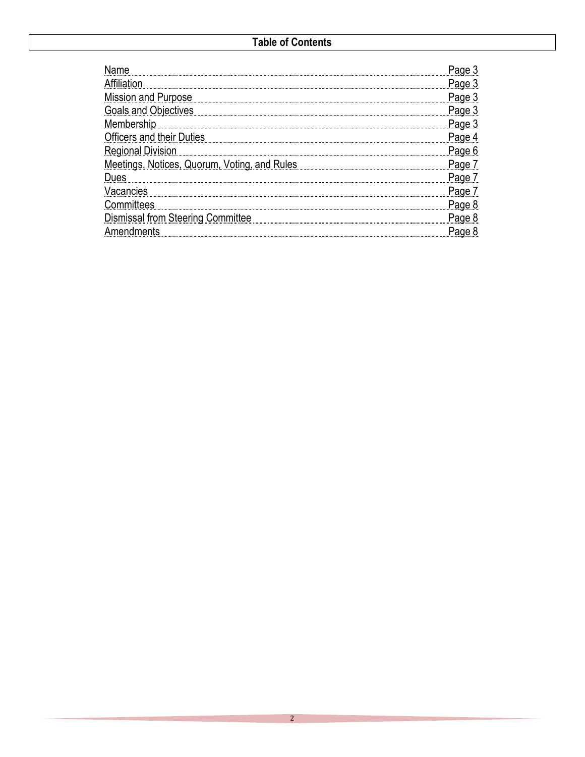## Table of Contents

| | |
|---|---|
| Name | Page 3 |
| Affiliation | Page 3 |
| Mission and Purpose | Page 3 |
| Goals and Objectives | Page 3 |
| Membership | Page 3 |
| Officers and their Duties | Page 4 |
| Regional Division | Page 6 |
| Meetings, Notices, Quorum, Voting, and Rules | Page 7 |
| Dues | Page 7 |
| Vacancies | Page 7 |
| Committees | Page 8 |
| Dismissal from Steering Committee | Page 8 |
| Amendments | Page 8 |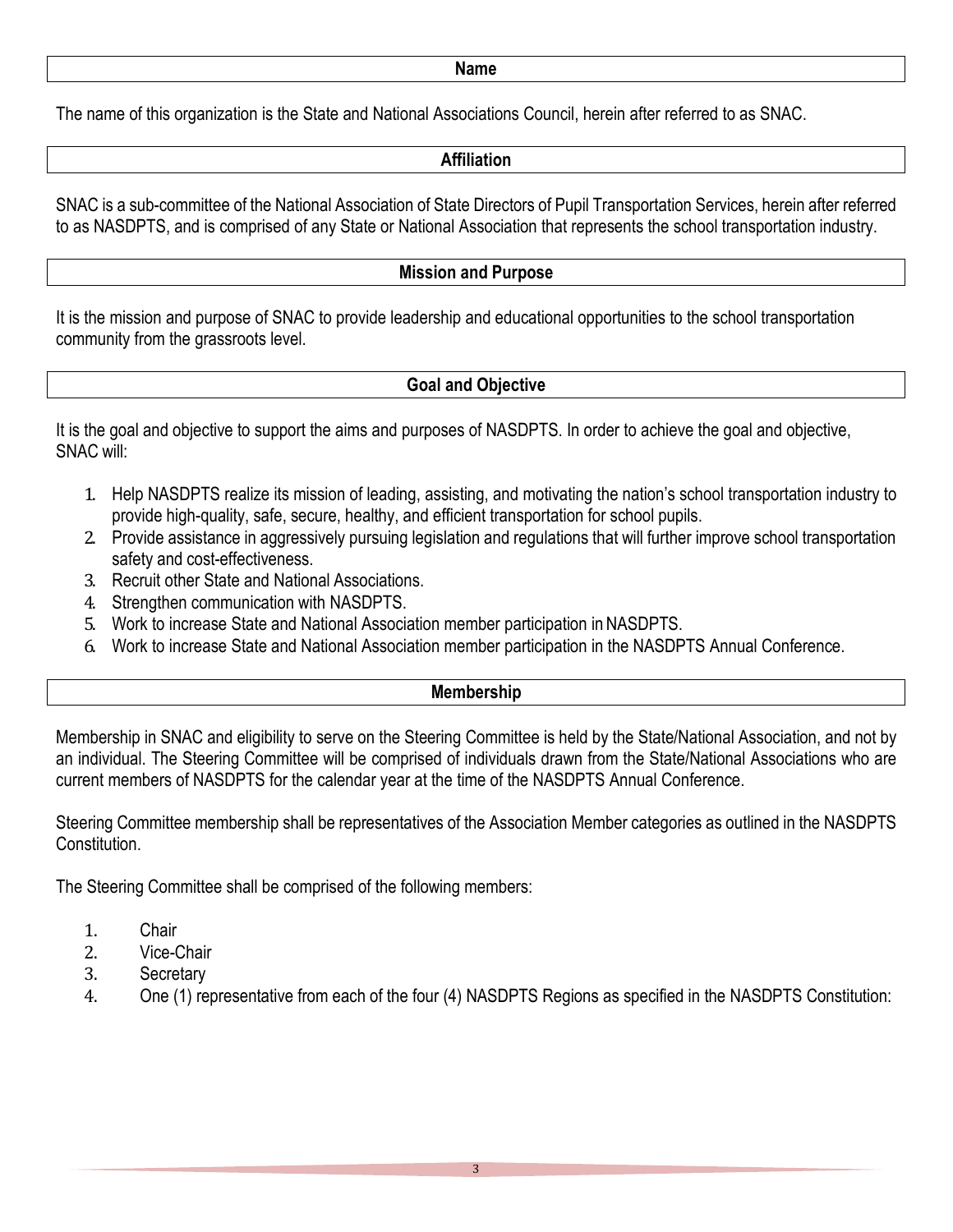## Name

The name of this organization is the State and National Associations Council, herein after referred to as SNAC.

## Affiliation

SNAC is a sub-committee of the National Association of State Directors of Pupil Transportation Services, herein after referred to as NASDPTS, and is comprised of any State or National Association that represents the school transportation industry.

## Mission and Purpose

It is the mission and purpose of SNAC to provide leadership and educational opportunities to the school transportation community from the grassroots level.

## Goal and Objective

It is the goal and objective to support the aims and purposes of NASDPTS. In order to achieve the goal and objective, SNAC will:

1. Help NASDPTS realize its mission of leading, assisting, and motivating the nation's school transportation industry to provide high-quality, safe, secure, healthy, and efficient transportation for school pupils.
2. Provide assistance in aggressively pursuing legislation and regulations that will further improve school transportation safety and cost-effectiveness.
3. Recruit other State and National Associations.
4. Strengthen communication with NASDPTS.
5. Work to increase State and National Association member participation in NASDPTS.
6. Work to increase State and National Association member participation in the NASDPTS Annual Conference.

## Membership

Membership in SNAC and eligibility to serve on the Steering Committee is held by the State/National Association, and not by an individual. The Steering Committee will be comprised of individuals drawn from the State/National Associations who are current members of NASDPTS for the calendar year at the time of the NASDPTS Annual Conference.

Steering Committee membership shall be representatives of the Association Member categories as outlined in the NASDPTS Constitution.

The Steering Committee shall be comprised of the following members:

1. Chair
2. Vice-Chair
3. Secretary
4. One (1) representative from each of the four (4) NASDPTS Regions as specified in the NASDPTS Constitution: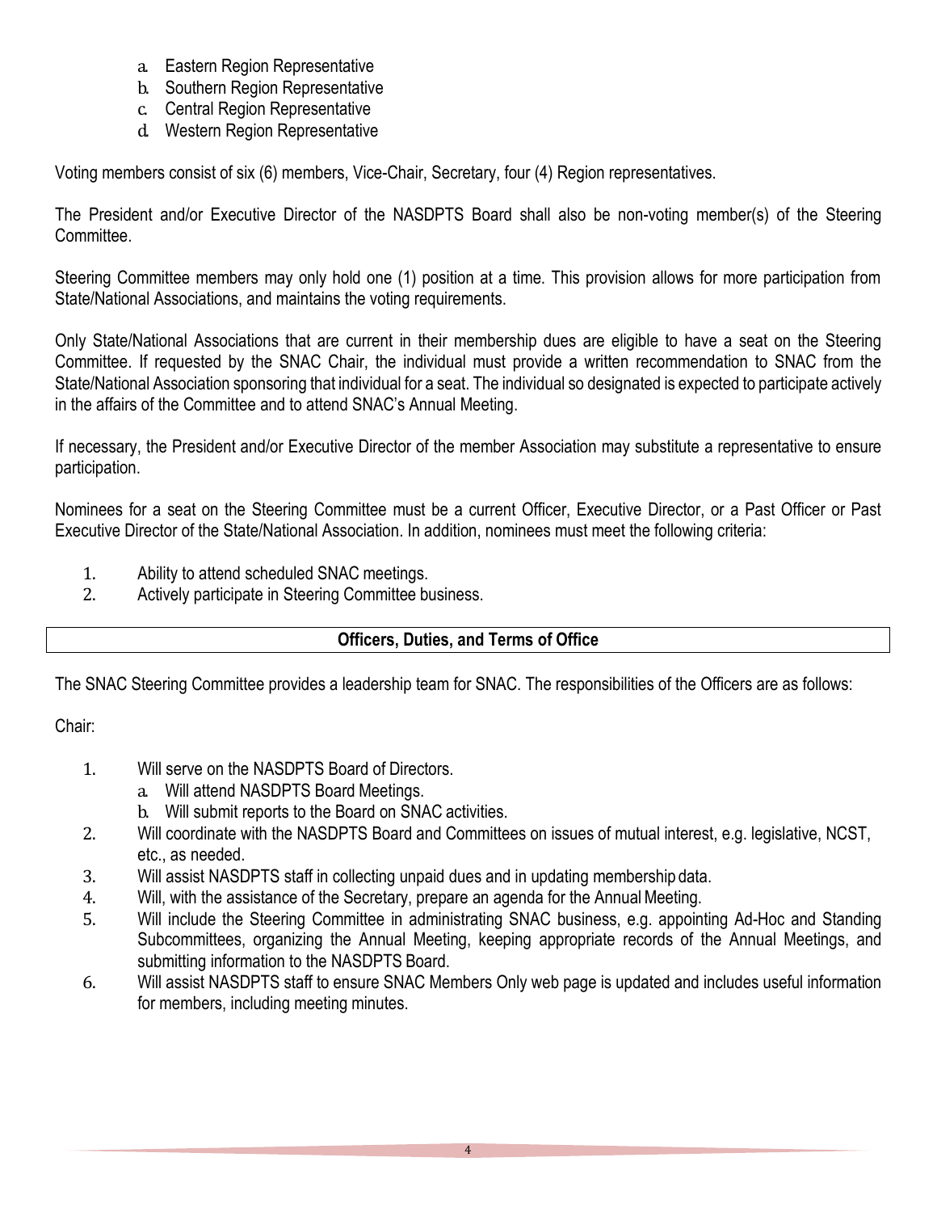a. Eastern Region Representative
b. Southern Region Representative
c. Central Region Representative
d. Western Region Representative

Voting members consist of six (6) members, Vice-Chair, Secretary, four (4) Region representatives.

The President and/or Executive Director of the NASDPTS Board shall also be non-voting member(s) of the Steering Committee.

Steering Committee members may only hold one (1) position at a time. This provision allows for more participation from State/National Associations, and maintains the voting requirements.

Only State/National Associations that are current in their membership dues are eligible to have a seat on the Steering Committee. If requested by the SNAC Chair, the individual must provide a written recommendation to SNAC from the State/National Association sponsoring that individual for a seat. The individual so designated is expected to participate actively in the affairs of the Committee and to attend SNAC's Annual Meeting.

If necessary, the President and/or Executive Director of the member Association may substitute a representative to ensure participation.

Nominees for a seat on the Steering Committee must be a current Officer, Executive Director, or a Past Officer or Past Executive Director of the State/National Association. In addition, nominees must meet the following criteria:

1. Ability to attend scheduled SNAC meetings.
2. Actively participate in Steering Committee business.

## Officers, Duties, and Terms of Office

The SNAC Steering Committee provides a leadership team for SNAC. The responsibilities of the Officers are as follows:

Chair:

1. Will serve on the NASDPTS Board of Directors.
   a. Will attend NASDPTS Board Meetings.
   b. Will submit reports to the Board on SNAC activities.
2. Will coordinate with the NASDPTS Board and Committees on issues of mutual interest, e.g. legislative, NCST, etc., as needed.
3. Will assist NASDPTS staff in collecting unpaid dues and in updating membership data.
4. Will, with the assistance of the Secretary, prepare an agenda for the Annual Meeting.
5. Will include the Steering Committee in administrating SNAC business, e.g. appointing Ad-Hoc and Standing Subcommittees, organizing the Annual Meeting, keeping appropriate records of the Annual Meetings, and submitting information to the NASDPTS Board.
6. Will assist NASDPTS staff to ensure SNAC Members Only web page is updated and includes useful information for members, including meeting minutes.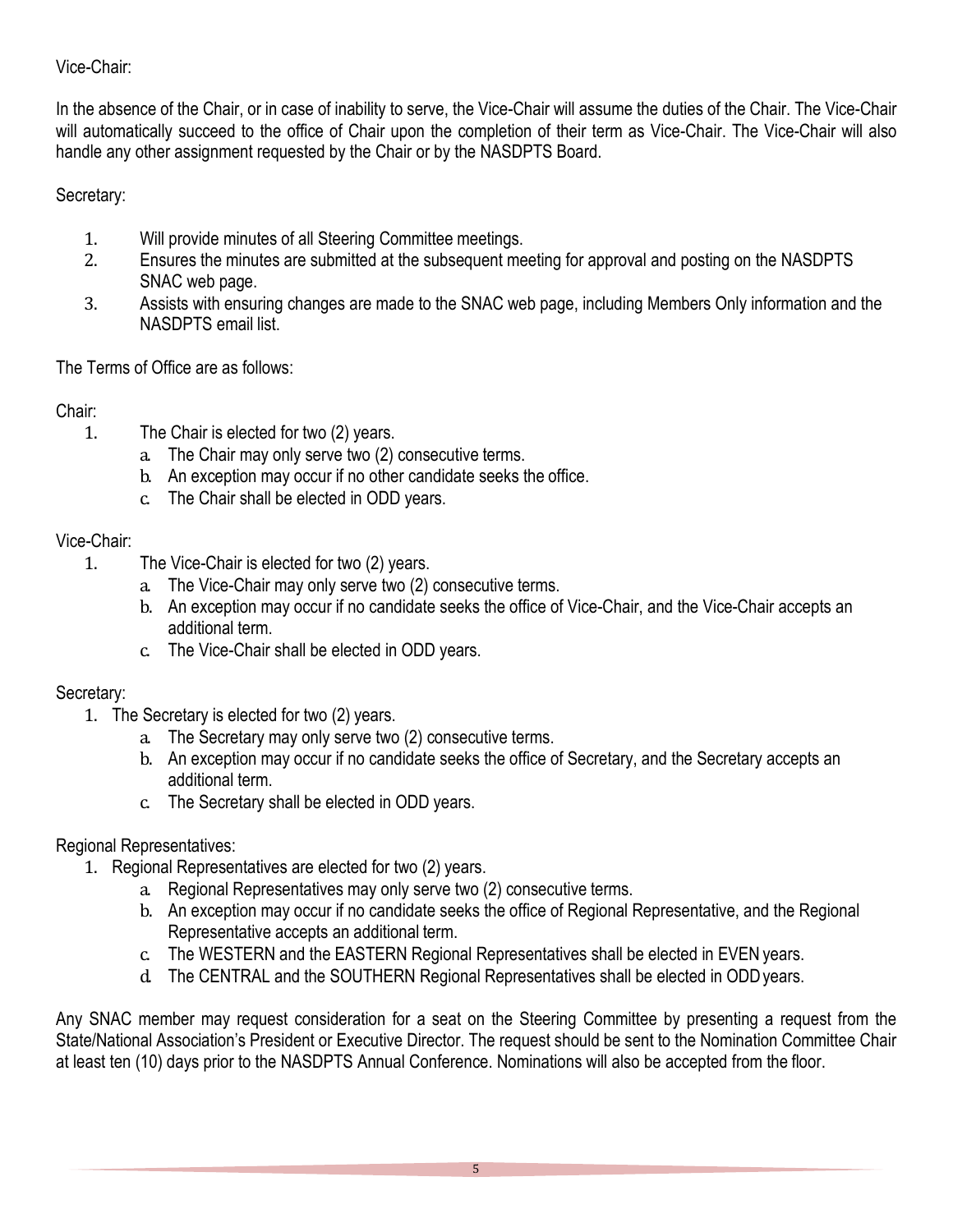Vice-Chair:

In the absence of the Chair, or in case of inability to serve, the Vice-Chair will assume the duties of the Chair. The Vice-Chair will automatically succeed to the office of Chair upon the completion of their term as Vice-Chair. The Vice-Chair will also handle any other assignment requested by the Chair or by the NASDPTS Board.

Secretary:

1. Will provide minutes of all Steering Committee meetings.
2. Ensures the minutes are submitted at the subsequent meeting for approval and posting on the NASDPTS SNAC web page.
3. Assists with ensuring changes are made to the SNAC web page, including Members Only information and the NASDPTS email list.

The Terms of Office are as follows:

Chair:

1. The Chair is elected for two (2) years.
   a. The Chair may only serve two (2) consecutive terms.
   b. An exception may occur if no other candidate seeks the office.
   c. The Chair shall be elected in ODD years.

Vice-Chair:

1. The Vice-Chair is elected for two (2) years.
   a. The Vice-Chair may only serve two (2) consecutive terms.
   b. An exception may occur if no candidate seeks the office of Vice-Chair, and the Vice-Chair accepts an additional term.
   c. The Vice-Chair shall be elected in ODD years.

Secretary:

1. The Secretary is elected for two (2) years.
   a. The Secretary may only serve two (2) consecutive terms.
   b. An exception may occur if no candidate seeks the office of Secretary, and the Secretary accepts an additional term.
   c. The Secretary shall be elected in ODD years.

Regional Representatives:

1. Regional Representatives are elected for two (2) years.
   a. Regional Representatives may only serve two (2) consecutive terms.
   b. An exception may occur if no candidate seeks the office of Regional Representative, and the Regional Representative accepts an additional term.
   c. The WESTERN and the EASTERN Regional Representatives shall be elected in EVEN years.
   d. The CENTRAL and the SOUTHERN Regional Representatives shall be elected in ODD years.

Any SNAC member may request consideration for a seat on the Steering Committee by presenting a request from the State/National Association's President or Executive Director. The request should be sent to the Nomination Committee Chair at least ten (10) days prior to the NASDPTS Annual Conference. Nominations will also be accepted from the floor.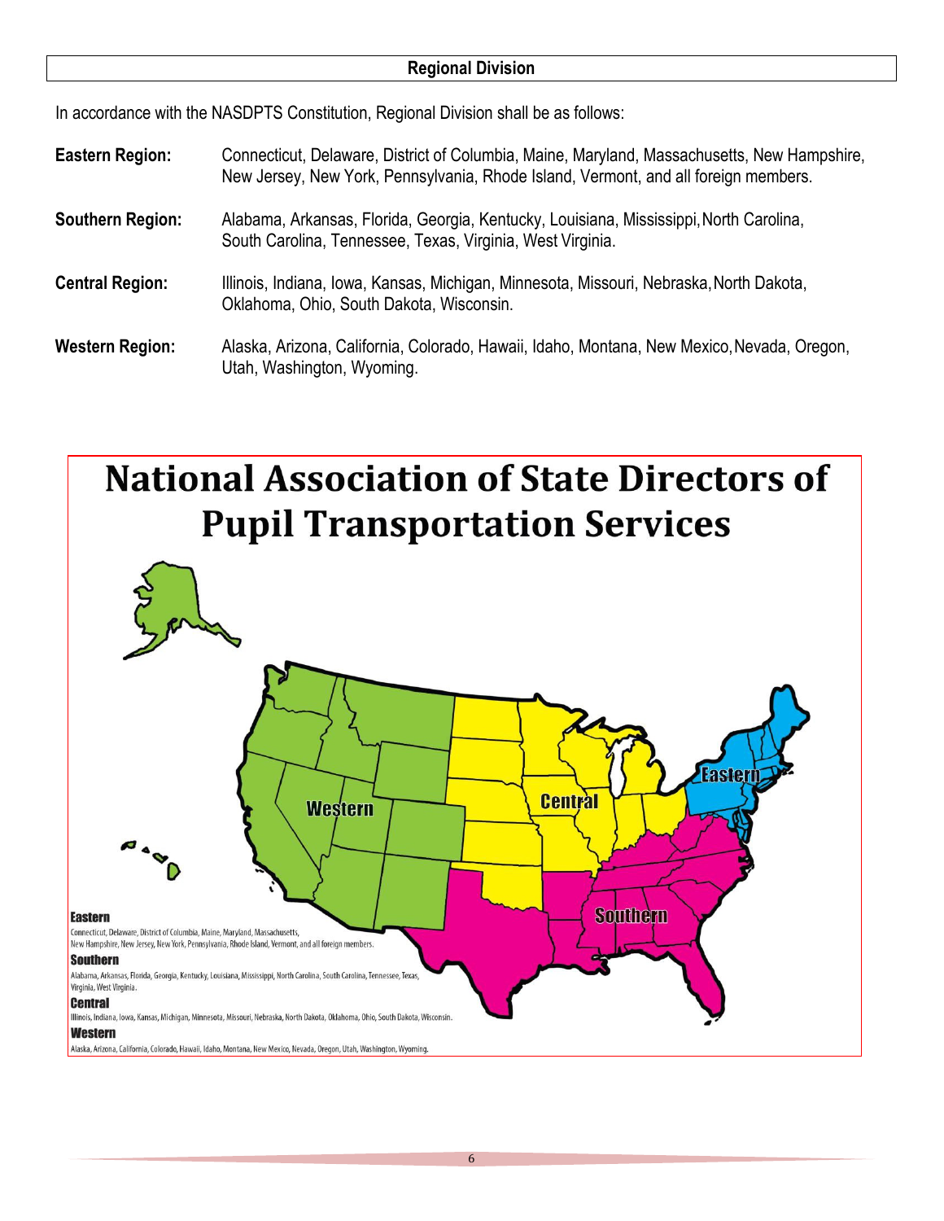## Regional Division

In accordance with the NASDPTS Constitution, Regional Division shall be as follows:

**Eastern Region:** Connecticut, Delaware, District of Columbia, Maine, Maryland, Massachusetts, New Hampshire, New Jersey, New York, Pennsylvania, Rhode Island, Vermont, and all foreign members.

**Southern Region:** Alabama, Arkansas, Florida, Georgia, Kentucky, Louisiana, Mississippi, North Carolina, South Carolina, Tennessee, Texas, Virginia, West Virginia.

**Central Region:** Illinois, Indiana, Iowa, Kansas, Michigan, Minnesota, Missouri, Nebraska, North Dakota, Oklahoma, Ohio, South Dakota, Wisconsin.

**Western Region:** Alaska, Arizona, California, Colorado, Hawaii, Idaho, Montana, New Mexico, Nevada, Oregon, Utah, Washington, Wyoming.

# National Association of State Directors of Pupil Transportation Services

Western

Central

Eastern

Southern

**Eastern**
Connecticut, Delaware, District of Columbia, Maine, Maryland, Massachusetts, New Hampshire, New Jersey, New York, Pennsylvania, Rhode Island, Vermont, and all foreign members.

**Southern**
Alabama, Arkansas, Florida, Georgia, Kentucky, Louisiana, Mississippi, North Carolina, South Carolina, Tennessee, Texas, Virginia, West Virginia.

**Central**
Illinois, Indiana, Iowa, Kansas, Michigan, Minnesota, Missouri, Nebraska, North Dakota, Oklahoma, Ohio, South Dakota, Wisconsin.

**Western**
Alaska, Arizona, California, Colorado, Hawaii, Idaho, Montana, New Mexico, Nevada, Oregon, Utah, Washington, Wyoming.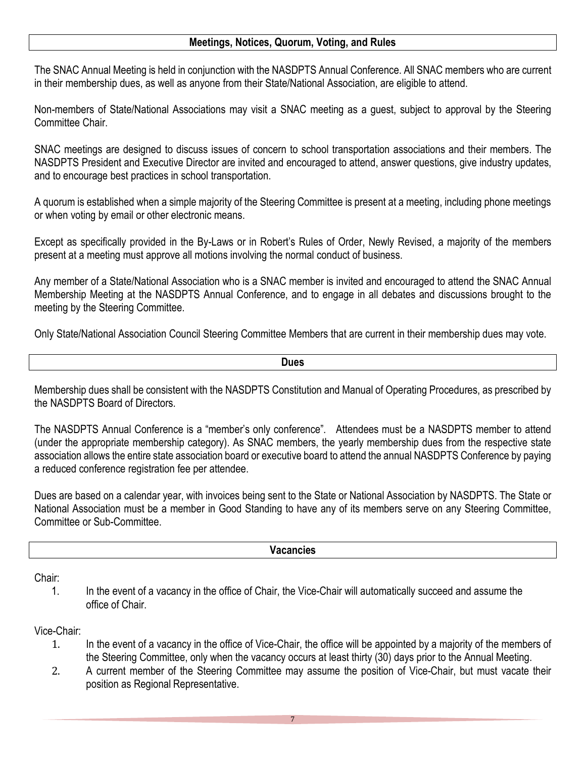## Meetings, Notices, Quorum, Voting, and Rules

The SNAC Annual Meeting is held in conjunction with the NASDPTS Annual Conference. All SNAC members who are current in their membership dues, as well as anyone from their State/National Association, are eligible to attend.

Non-members of State/National Associations may visit a SNAC meeting as a guest, subject to approval by the Steering Committee Chair.

SNAC meetings are designed to discuss issues of concern to school transportation associations and their members. The NASDPTS President and Executive Director are invited and encouraged to attend, answer questions, give industry updates, and to encourage best practices in school transportation.

A quorum is established when a simple majority of the Steering Committee is present at a meeting, including phone meetings or when voting by email or other electronic means.

Except as specifically provided in the By-Laws or in Robert's Rules of Order, Newly Revised, a majority of the members present at a meeting must approve all motions involving the normal conduct of business.

Any member of a State/National Association who is a SNAC member is invited and encouraged to attend the SNAC Annual Membership Meeting at the NASDPTS Annual Conference, and to engage in all debates and discussions brought to the meeting by the Steering Committee.

Only State/National Association Council Steering Committee Members that are current in their membership dues may vote.

## Dues

Membership dues shall be consistent with the NASDPTS Constitution and Manual of Operating Procedures, as prescribed by the NASDPTS Board of Directors.

The NASDPTS Annual Conference is a "member's only conference". Attendees must be a NASDPTS member to attend (under the appropriate membership category). As SNAC members, the yearly membership dues from the respective state association allows the entire state association board or executive board to attend the annual NASDPTS Conference by paying a reduced conference registration fee per attendee.

Dues are based on a calendar year, with invoices being sent to the State or National Association by NASDPTS. The State or National Association must be a member in Good Standing to have any of its members serve on any Steering Committee, Committee or Sub-Committee.

## Vacancies

Chair:

1. In the event of a vacancy in the office of Chair, the Vice-Chair will automatically succeed and assume the office of Chair.

Vice-Chair:

1. In the event of a vacancy in the office of Vice-Chair, the office will be appointed by a majority of the members of the Steering Committee, only when the vacancy occurs at least thirty (30) days prior to the Annual Meeting.
2. A current member of the Steering Committee may assume the position of Vice-Chair, but must vacate their position as Regional Representative.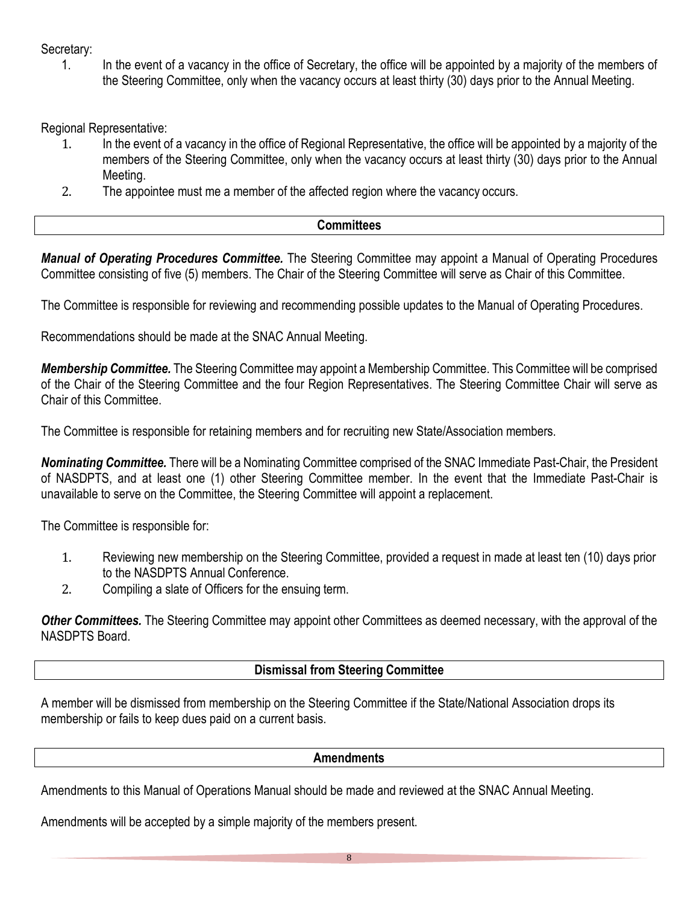Secretary:

1. In the event of a vacancy in the office of Secretary, the office will be appointed by a majority of the members of the Steering Committee, only when the vacancy occurs at least thirty (30) days prior to the Annual Meeting.

Regional Representative:

1. In the event of a vacancy in the office of Regional Representative, the office will be appointed by a majority of the members of the Steering Committee, only when the vacancy occurs at least thirty (30) days prior to the Annual Meeting.
2. The appointee must me a member of the affected region where the vacancy occurs.

## Committees

***Manual of Operating Procedures Committee.*** The Steering Committee may appoint a Manual of Operating Procedures Committee consisting of five (5) members. The Chair of the Steering Committee will serve as Chair of this Committee.

The Committee is responsible for reviewing and recommending possible updates to the Manual of Operating Procedures.

Recommendations should be made at the SNAC Annual Meeting.

***Membership Committee.*** The Steering Committee may appoint a Membership Committee. This Committee will be comprised of the Chair of the Steering Committee and the four Region Representatives. The Steering Committee Chair will serve as Chair of this Committee.

The Committee is responsible for retaining members and for recruiting new State/Association members.

***Nominating Committee.*** There will be a Nominating Committee comprised of the SNAC Immediate Past-Chair, the President of NASDPTS, and at least one (1) other Steering Committee member. In the event that the Immediate Past-Chair is unavailable to serve on the Committee, the Steering Committee will appoint a replacement.

The Committee is responsible for:

1. Reviewing new membership on the Steering Committee, provided a request in made at least ten (10) days prior to the NASDPTS Annual Conference.
2. Compiling a slate of Officers for the ensuing term.

***Other Committees.*** The Steering Committee may appoint other Committees as deemed necessary, with the approval of the NASDPTS Board.

## Dismissal from Steering Committee

A member will be dismissed from membership on the Steering Committee if the State/National Association drops its membership or fails to keep dues paid on a current basis.

## Amendments

Amendments to this Manual of Operations Manual should be made and reviewed at the SNAC Annual Meeting.

Amendments will be accepted by a simple majority of the members present.